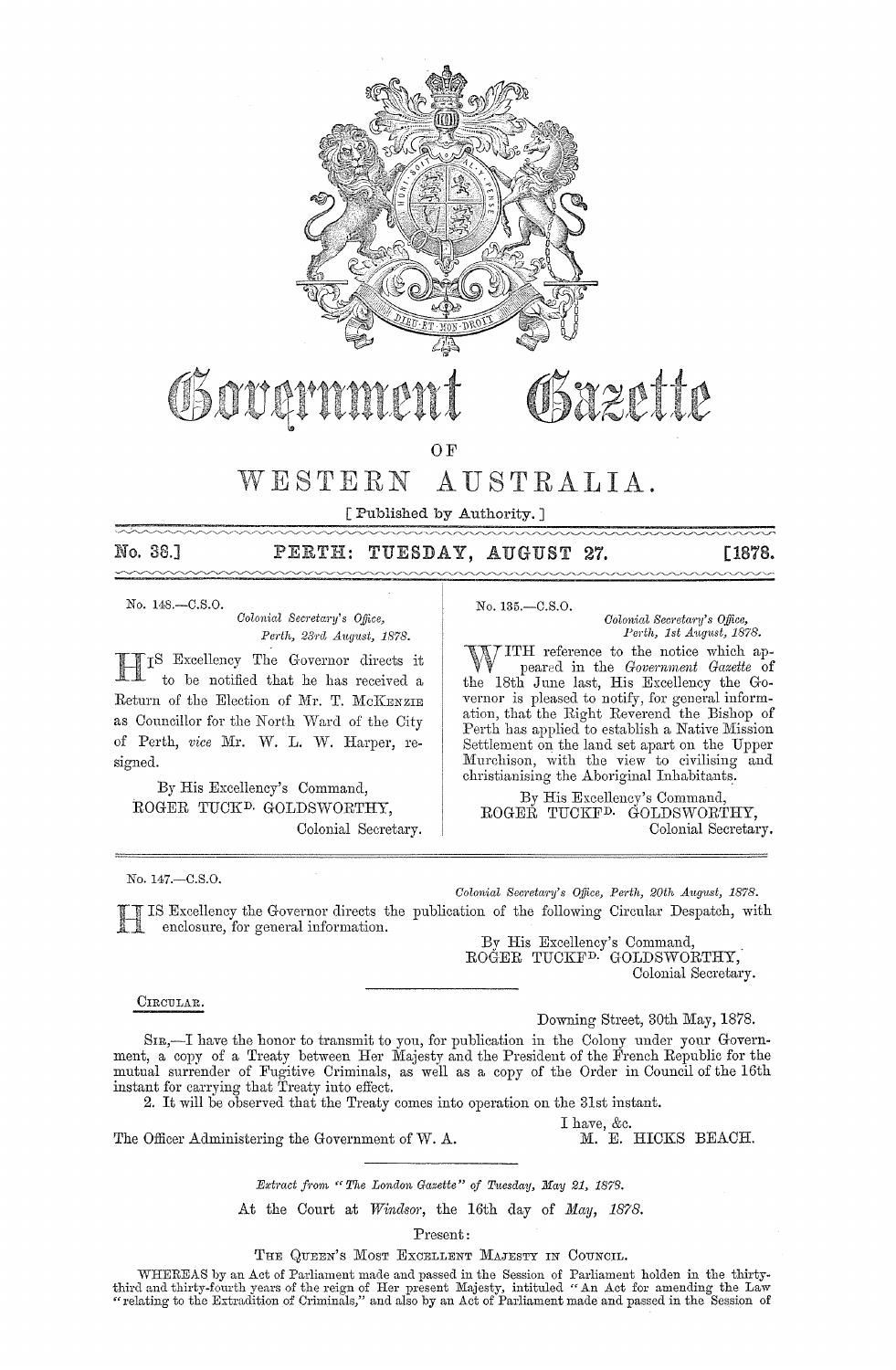# Government Gazette

OF

# WESTERN AUSTRALIA.

[ Published by Authority. ]

**No. 38.] PERTH: TUESDAY, AUGUST 27. [1878.**

---

No. 148.—C.S.O.

*Colonial Secretary's Office,*
*Perth, 23rd August, 1878.*

HIS Excellency The Governor directs it to be notified that he has received a Return of the Election of Mr. T. McKENZIE as Councillor for the North Ward of the City of Perth, *vice* Mr. W. L. W. Harper, resigned.

By His Excellency's Command,
ROGER TUCKFD. GOLDSWORTHY,
Colonial Secretary.

---

No. 135.—C.S.O.

*Colonial Secretary's Office,*
*Perth, 1st August, 1878.*

WITH reference to the notice which appeared in the *Government Gazette* of the 18th June last, His Excellency the Governor is pleased to notify, for general information, that the Right Reverend the Bishop of Perth has applied to establish a Native Mission Settlement on the land set apart on the Upper Murchison, with the view to civilising and christianising the Aboriginal Inhabitants.

By His Excellency's Command,
ROGER TUCKFD. GOLDSWORTHY,
Colonial Secretary.

---

No. 147.—C.S.O.

*Colonial Secretary's Office, Perth, 20th August, 1878.*

HIS Excellency the Governor directs the publication of the following Circular Despatch, with enclosure, for general information.

By His Excellency's Command,
ROGER TUCKFD. GOLDSWORTHY,
Colonial Secretary.

---

CIRCULAR.

Downing Street, 30th May, 1878.

SIR,—I have the honor to transmit to you, for publication in the Colony under your Government, a copy of a Treaty between Her Majesty and the President of the French Republic for the mutual surrender of Fugitive Criminals, as well as a copy of the Order in Council of the 16th instant for carrying that Treaty into effect.

2. It will be observed that the Treaty comes into operation on the 31st instant.

I have, &c.
M. E. HICKS BEACH.

The Officer Administering the Government of W. A.

---

*Extract from "The London Gazette" of Tuesday, May 21, 1878.*

At the Court at *Windsor*, the 16th day of *May*, *1878.*

Present:

THE QUEEN'S MOST EXCELLENT MAJESTY IN COUNCIL.

WHEREAS by an Act of Parliament made and passed in the Session of Parliament holden in the thirty-third and thirty-fourth years of the reign of Her present Majesty, intituled "An Act for amending the Law "relating to the Extradition of Criminals," and also by an Act of Parliament made and passed in the Session of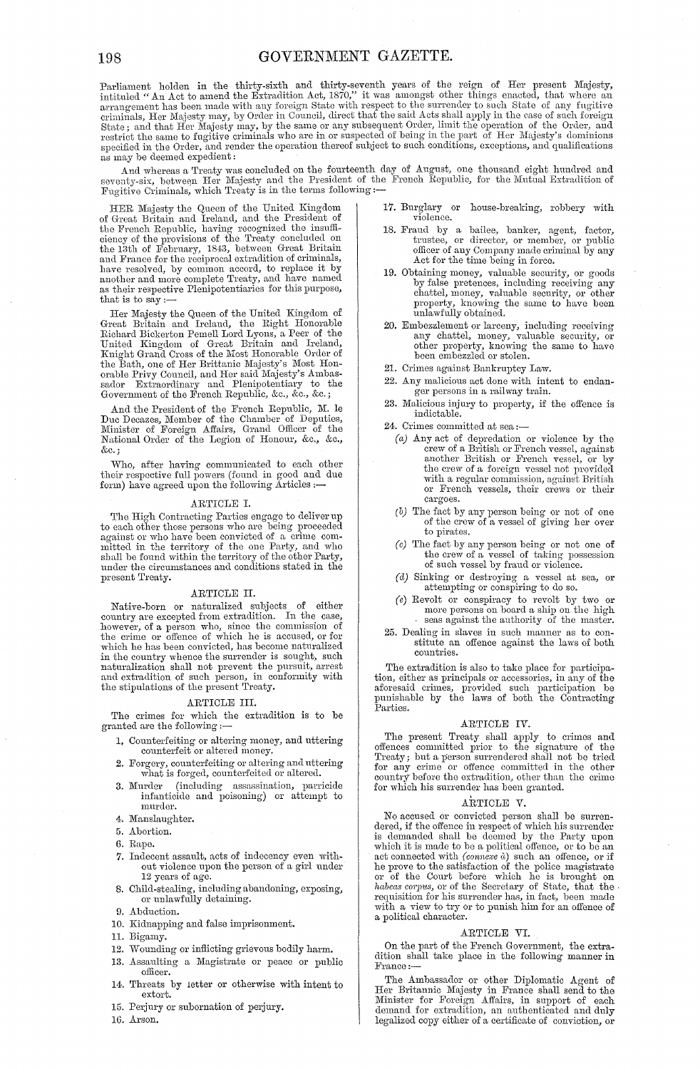Parliament holden in the thirty-sixth and thirty-seventh years of the reign of Her present Majesty, intituled "An Act to amend the Extradition Act, 1870," it was amongst other things enacted, that where an arrangement has been made with any foreign State with respect to the surrender to such State of any fugitive criminals, Her Majesty may, by Order in Council, direct that the said Acts shall apply in the case of such foreign State; and that Her Majesty may, by the same or any subsequent Order, limit the operation of the Order, and restrict the same to fugitive criminals who are in or suspected of being in the part of Her Majesty's dominions specified in the Order, and render the operation thereof subject to such conditions, exceptions, and qualifications as may be deemed expedient:

And whereas a Treaty was concluded on the fourteenth day of August, one thousand eight hundred and seventy-six, between Her Majesty and the President of the French Republic, for the Mutual Extradition of Fugitive Criminals, which Treaty is in the terms following:—

HER Majesty the Queen of the United Kingdom of Great Britain and Ireland, and the President of the French Republic, having recognized the insufficiency of the provisions of the Treaty concluded on the 13th of February, 1843, between Great Britain and France for the reciprocal extradition of criminals, have resolved, by common accord, to replace it by another and more complete Treaty, and have named as their respective Plenipotentiaries for this purpose, that is to say:—

Her Majesty the Queen of the United Kingdom of Great Britain and Ireland, the Right Honorable Richard Bickerton Pemell Lord Lyons, a Peer of the United Kingdom of Great Britain and Ireland, Knight Grand Cross of the Most Honorable Order of the Bath, one of Her Brittanic Majesty's Most Honorable Privy Council, and Her said Majesty's Ambassador Extraordinary and Plenipotentiary to the Government of the French Republic, &c., &c., &c.;

And the President of the French Republic, M. le Duc Decazes, Member of the Chamber of Deputies, Minister of Foreign Affairs, Grand Officer of the National Order of the Legion of Honour, &c., &c., &c.;

Who, after having communicated to each other their respective full powers (found in good and due form) have agreed upon the following Articles:—

## ARTICLE I.

The High Contracting Parties engage to deliver up to each other those persons who are being proceeded against or who have been convicted of a crime committed in the territory of the one Party, and who shall be found within the territory of the other Party, under the circumstances and conditions stated in the present Treaty.

## ARTICLE II.

Native-born or naturalized subjects of either country are excepted from extradition. In the case, however, of a person who, since the commission of the crime or offence of which he is accused, or for which he has been convicted, has become naturalized in the country whence the surrender is sought, such naturalization shall not prevent the pursuit, arrest and extradition of such person, in conformity with the stipulations of the present Treaty.

## ARTICLE III.

The crimes for which the extradition is to be granted are the following:—

1. Counterfeiting or altering money, and uttering counterfeit or altered money.
2. Forgery, counterfeiting or altering and uttering what is forged, counterfeited or altered.
3. Murder (including assassination, parricide infanticide and poisoning) or attempt to murder.
4. Manslaughter.
5. Abortion.
6. Rape.
7. Indecent assault, acts of indecency even without violence upon the person of a girl under 12 years of age.
8. Child-stealing, including abandoning, exposing, or unlawfully detaining.
9. Abduction.
10. Kidnapping and false imprisonment.
11. Bigamy.
12. Wounding or inflicting grievous bodily harm.
13. Assaulting a Magistrate or peace or public officer.
14. Threats by letter or otherwise with intent to extort.
15. Perjury or subornation of perjury.
16. Arson.
17. Burglary or house-breaking, robbery with violence.
18. Fraud by a bailee, banker, agent, factor, trustee, or director, or member, or public officer of any Company made criminal by any Act for the time being in force.
19. Obtaining money, valuable security, or goods by false pretences, including receiving any chattel, money, valuable security, or other property, knowing the same to have been unlawfully obtained.
20. Embezzlement or larceny, including receiving any chattel, money, valuable security, or other property, knowing the same to have been embezzled or stolen.
21. Crimes against Bankruptcy Law.
22. Any malicious act done with intent to endanger persons in a railway train.
23. Malicious injury to property, if the offence is indictable.
24. Crimes committed at sea:—
    - (a) Any act of depredation or violence by the crew of a British or French vessel, against another British or French vessel, or by the crew of a foreign vessel not provided with a regular commission, against British or French vessels, their crews or their cargoes.
    - (b) The fact by any person being or not of one of the crew of a vessel of giving her over to pirates.
    - (c) The fact by any person being or not one of the crew of a vessel of taking possession of such vessel by fraud or violence.
    - (d) Sinking or destroying a vessel at sea, or attempting or conspiring to do so.
    - (e) Revolt or conspiracy to revolt by two or more persons on board a ship on the high seas against the authority of the master.
25. Dealing in slaves in such manner as to constitute an offence against the laws of both countries.

The extradition is also to take place for participation, either as principals or accessories, in any of the aforesaid crimes, provided such participation be punishable by the laws of both the Contracting Parties.

## ARTICLE IV.

The present Treaty shall apply to crimes and offences committed prior to the signature of the Treaty; but a person surrendered shall not be tried for any crime or offence committed in the other country before the extradition, other than the crime for which his surrender has been granted.

## ARTICLE V.

No accused or convicted person shall be surrendered, if the offence in respect of which his surrender is demanded shall be deemed by the Party upon which it is made to be a political offence, or to be an act connected with *(connexe à)* such an offence, or if he prove to the satisfaction of the police magistrate or of the Court before which he is brought on *habeas corpus*, or of the Secretary of State, that the requisition for his surrender has, in fact, been made with a view to try or to punish him for an offence of a political character.

## ARTICLE VI.

On the part of the French Government, the extradition shall take place in the following manner in France:—

The Ambassador or other Diplomatic Agent of Her Britannic Majesty in France shall send to the Minister for Foreign Affairs, in support of each demand for extradition, an authenticated and duly legalized copy either of a certificate of conviction, or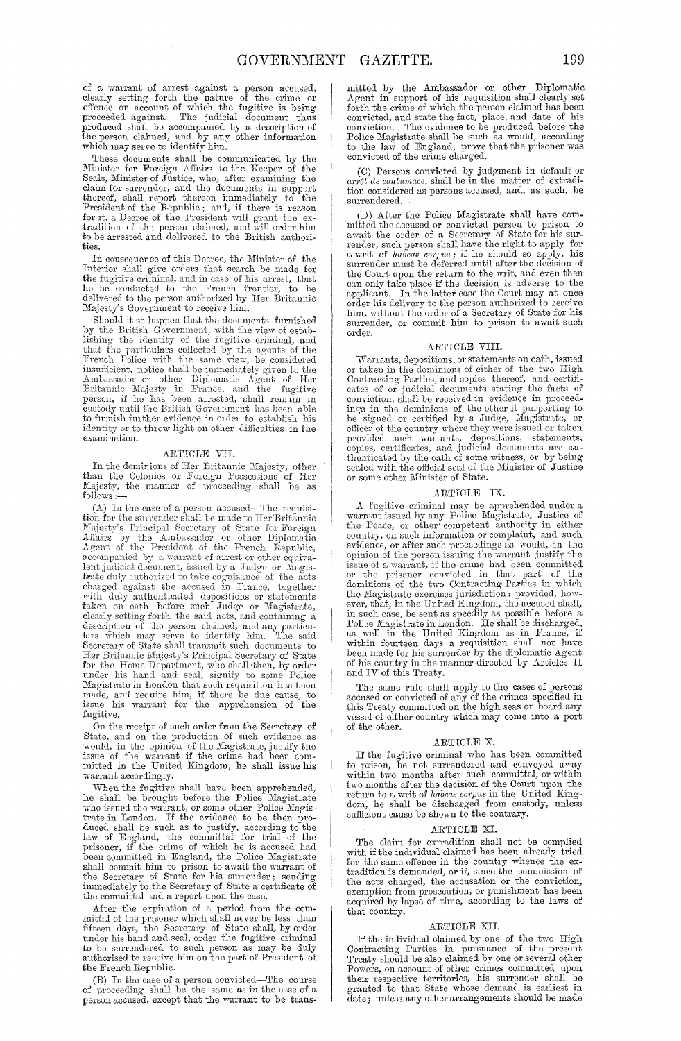of a warrant of arrest against a person accused, clearly setting forth the nature of the crime or offence on account of which the fugitive is being proceeded against. The judicial document thus produced shall be accompanied by a description of the person claimed, and by any other information which may serve to identify him.

These documents shall be communicated by the Minister for Foreign Affairs to the Keeper of the Seals, Minister of Justice, who, after examining the claim for surrender, and the documents in support thereof, shall report thereon immediately to the President of the Republic; and, if there is reason for it, a Decree of the President will grant the extradition of the person claimed, and will order him to be arrested and delivered to the British authorities.

In consequence of this Decree, the Minister of the Interior shall give orders that search be made for the fugitive criminal, and in case of his arrest, that he be conducted to the French frontier, to be delivered to the person authorized by Her Britannic Majesty's Government to receive him.

Should it so happen that the documents furnished by the British Government, with the view of establishing the identity of the fugitive criminal, and that the particulars collected by the agents of the French Police with the same view, be considered insufficient, notice shall be immediately given to the Ambassador or other Diplomatic Agent of Her Britannic Majesty in France, and the fugitive person, if he has been arrested, shall remain in custody until the British Government has been able to furnish further evidence in order to establish his identity or to throw light on other difficulties in the examination.

## ARTICLE VII.

In the dominions of Her Britannic Majesty, other than the Colonies or Foreign Possessions of Her Majesty, the manner of proceeding shall be as follows:—

(A) In the case of a person accused—The requisition for the surrender shall be made to Her Britannic Majesty's Principal Secretary of State for Foreign Affairs by the Ambassador or other Diplomatic Agent of the President of the French Republic, accompanied by a warrant of arrest or other equivalent judicial document, issued by a Judge or Magistrate duly authorized to take cognizance of the acts charged against the accused in France, together with duly authenticated depositions or statements taken on oath before such Judge or Magistrate, clearly setting forth the said acts, and containing a description of the person claimed, and any particulars which may serve to identify him. The said Secretary of State shall transmit such documents to Her Britannic Majesty's Principal Secretary of State for the Home Department, who shall then, by order under his hand and seal, signify to some Police Magistrate in London that such requisition has been made, and require him, if there be due cause, to issue his warrant for the apprehension of the fugitive.

On the receipt of such order from the Secretary of State, and on the production of such evidence as would, in the opinion of the Magistrate, justify the issue of the warrant if the crime had been committed in the United Kingdom, he shall issue his warrant accordingly.

When the fugitive shall have been apprehended, he shall be brought before the Police Magistrate who issued the warrant, or some other Police Magistrate in London. If the evidence to be then produced shall be such as to justify, according to the law of England, the committal for trial of the prisoner, if the crime of which he is accused had been committed in England, the Police Magistrate shall commit him to prison to await the warrant of the Secretary of State for his surrender; sending immediately to the Secretary of State a certificate of the committal and a report upon the case.

After the expiration of a period from the committal of the prisoner which shall never be less than fifteen days, the Secretary of State shall, by order under his hand and seal, order the fugitive criminal to be surrendered to such person as may be duly authorised to receive him on the part of President of the French Republic.

(B) In the case of a person convicted—The course of proceeding shall be the same as in the case of a person accused, except that the warrant to be transmitted by the Ambassador or other Diplomatic Agent in support of his requisition shall clearly set forth the crime of which the person claimed has been convicted, and state the fact, place, and date of his conviction. The evidence to be produced before the Police Magistrate shall be such as would, according to the law of England, prove that the prisoner was convicted of the crime charged.

(C) Persons convicted by judgment in default or *arrêt de contumace*, shall be in the matter of extradition considered as persons accused, and, as such, be surrendered.

(D) After the Police Magistrate shall have committed the accused or convicted person to prison to await the order of a Secretary of State for his surrender, such person shall have the right to apply for a writ of *habeas corpus*; if he should so apply, his surrender must be deferred until after the decision of the Court upon the return to the writ, and even then can only take place if the decision is adverse to the applicant. In the latter case the Court may at once order his delivery to the person authorized to receive him, without the order of a Secretary of State for his surrender, or commit him to prison to await such order.

## ARTICLE VIII.

Warrants, depositions, or statements on oath, issued or taken in the dominions of either of the two High Contracting Parties, and copies thereof, and certificates of or judicial documents stating the facts of conviction, shall be received in evidence in proceedings in the dominions of the other if purporting to be signed or certified by a Judge, Magistrate, or officer of the country where they were issued or taken provided such warrants, depositions, statements, copies, certificates, and judicial documents are authenticated by the oath of some witness, or by being sealed with the official seal of the Minister of Justice or some other Minister of State.

## ARTICLE IX.

A fugitive criminal may be apprehended under a warrant issued by any Police Magistrate, Justice of the Peace, or other competent authority in either country, on such information or complaint, and such evidence, or after such proceedings as would, in the opinion of the person issuing the warrant justify the issue of a warrant, if the crime had been committed or the prisoner convicted in that part of the dominions of the two Contracting Parties in which the Magistrate exercises jurisdiction: provided, however, that, in the United Kingdom, the accused shall, in such case, be sent as speedily as possible before a Police Magistrate in London. He shall be discharged, as well in the United Kingdom as in France, if within fourteen days a requisition shall not have been made for his surrender by the diplomatic Agent of his country in the manner directed by Articles II and IV of this Treaty.

The same rule shall apply to the cases of persons accused or convicted of any of the crimes specified in this Treaty committed on the high seas on board any vessel of either country which may come into a port of the other.

## ARTICLE X.

If the fugitive criminal who has been committed to prison, be not surrendered and conveyed away within two months after such committal, or within two months after the decision of the Court upon the return to a writ of *habeas corpus* in the United Kingdom, he shall be discharged from custody, unless sufficient cause be shown to the contrary.

## ARTICLE XI.

The claim for extradition shall not be complied with if the individual claimed has been already tried for the same offence in the country whence the extradition is demanded, or if, since the commission of the acts charged, the accusation or the conviction, exemption from prosecution, or punishment has been acquired by lapse of time, according to the laws of that country.

## ARTICLE XII.

If the individual claimed by one of the two High Contracting Parties in pursuance of the present Treaty should be also claimed by one or several other Powers, on account of other crimes committed upon their respective territories, his surrender shall be granted to that State whose demand is earliest in date; unless any other arrangements should be made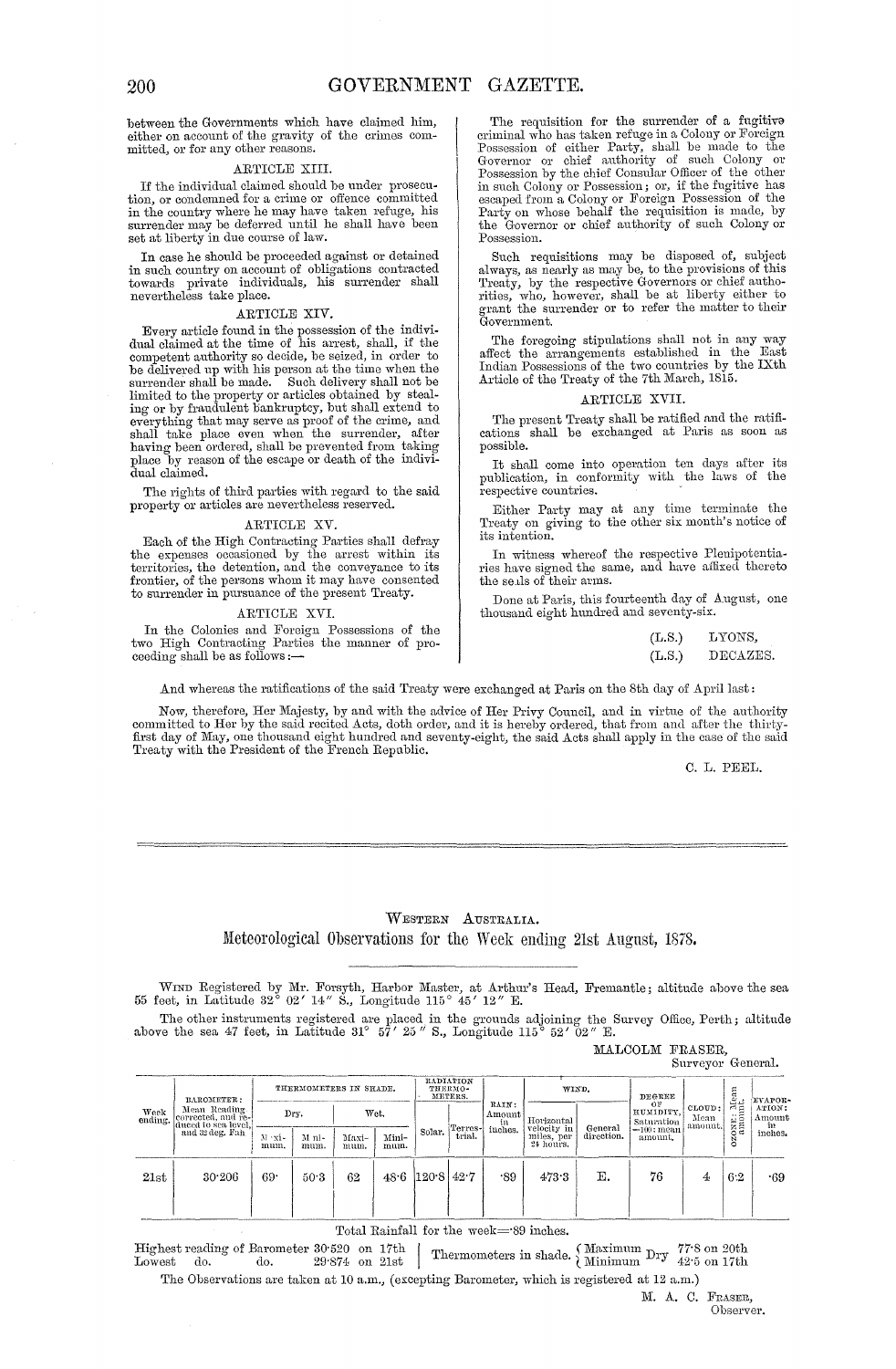between the Governments which have claimed him, either on account of the gravity of the crimes committed, or for any other reasons.

### ARTICLE XIII.

If the individual claimed should be under prosecution, or condemned for a crime or offence committed in the country where he may have taken refuge, his surrender may be deferred until he shall have been set at liberty in due course of law.

In case he should be proceeded against or detained in such country on account of obligations contracted towards private individuals, his surrender shall nevertheless take place.

### ARTICLE XIV.

Every article found in the possession of the individual claimed at the time of his arrest, shall, if the competent authority so decide, be seized, in order to be delivered up with his person at the time when the surrender shall be made. Such delivery shall not be limited to the property or articles obtained by stealing or by fraudulent bankruptcy, but shall extend to everything that may serve as proof of the crime, and shall take place even when the surrender, after having been ordered, shall be prevented from taking place by reason of the escape or death of the individual claimed.

The rights of third parties with regard to the said property or articles are nevertheless reserved.

### ARTICLE XV.

Each of the High Contracting Parties shall defray the expenses occasioned by the arrest within its territories, the detention, and the conveyance to its frontier, of the persons whom it may have consented to surrender in pursuance of the present Treaty.

### ARTICLE XVI.

In the Colonies and Foreign Possessions of the two High Contracting Parties the manner of proceeding shall be as follows:—

The requisition for the surrender of a fugitive criminal who has taken refuge in a Colony or Foreign Possession of either Party, shall be made to the Governor or chief authority of such Colony or Possession by the chief Consular Officer of the other in such Colony or Possession; or, if the fugitive has escaped from a Colony or Foreign Possession of the Party on whose behalf the requisition is made, by the Governor or chief authority of such Colony or Possession.

Such requisitions may be disposed of, subject always, as nearly as may be, to the provisions of this Treaty, by the respective Governors or chief authorities, who, however, shall be at liberty either to grant the surrender or to refer the matter to their Government.

The foregoing stipulations shall not in any way affect the arrangements established in the East Indian Possessions of the two countries by the IXth Article of the Treaty of the 7th March, 1815.

### ARTICLE XVII.

The present Treaty shall be ratified and the ratifications shall be exchanged at Paris as soon as possible.

It shall come into operation ten days after its publication, in conformity with the laws of the respective countries.

Either Party may at any time terminate the Treaty on giving to the other six month's notice of its intention.

In witness whereof the respective Plenipotentiaries have signed the same, and have affixed thereto the seals of their arms.

Done at Paris, this fourteenth day of August, one thousand eight hundred and seventy-six.

(L.S.) LYONS,
(L.S.) DECAZES.

And whereas the ratifications of the said Treaty were exchanged at Paris on the 8th day of April last:

Now, therefore, Her Majesty, by and with the advice of Her Privy Council, and in virtue of the authority committed to Her by the said recited Acts, doth order, and it is hereby ordered, that from and after the thirty-first day of May, one thousand eight hundred and seventy-eight, the said Acts shall apply in the case of the said Treaty with the President of the French Republic.

C. L. PEEL.

---

## WESTERN AUSTRALIA.

## Meteorological Observations for the Week ending 21st August, 1878.

WIND Registered by Mr. Forsyth, Harbor Master, at Arthur's Head, Fremantle; altitude above the sea 55 feet, in Latitude 32° 02′ 14″ S., Longitude 115° 45′ 12″ E.

The other instruments registered are placed in the grounds adjoining the Survey Office, Perth; altitude above the sea 47 feet, in Latitude 31° 57′ 25″ S., Longitude 115° 52′ 02″ E.

MALCOLM FRASER,
Surveyor General.

| Week ending. | BAROMETER: Mean Reading corrected, and reduced to sea level, and 32 deg. Fah | THERMOMETERS IN SHADE. | | | | RADIATION THERMOMETERS. | | RAIN: Amount in inches. | WIND. | | DEGREE OF HUMIDITY, Saturation =100: mean amount. | CLOUD: Mean amount. | OZONE: Mean amount. | EVAPORATION: Amount in inches. |
|---|---|---|---|---|---|---|---|---|---|---|---|---|---|---|
| | | Dry. | | Wet. | | | | | | | | | | |
| | | Maximum. | Minimum. | Maximum. | Minimum. | Solar. | Terrestrial. | | Horizontal velocity in miles, per 24 hours. | General direction. | | | | |
| 21st | 30·206 | 69· | 50·3 | 62 | 48·6 | 120·8 | 42·7 | ·89 | 473·3 | E. | 76 | 4 | 6·2 | ·69 |

Total Rainfall for the week=·89 inches.

Highest reading of Barometer 30·520 on 17th
Lowest do. do. 29·874 on 21st

Thermometers in shade. { Maximum Dry 77·8 on 20th; Minimum Dry 42·5 on 17th }

The Observations are taken at 10 a.m., (excepting Barometer, which is registered at 12 a.m.)

M. A. C. FRASER,
Observer.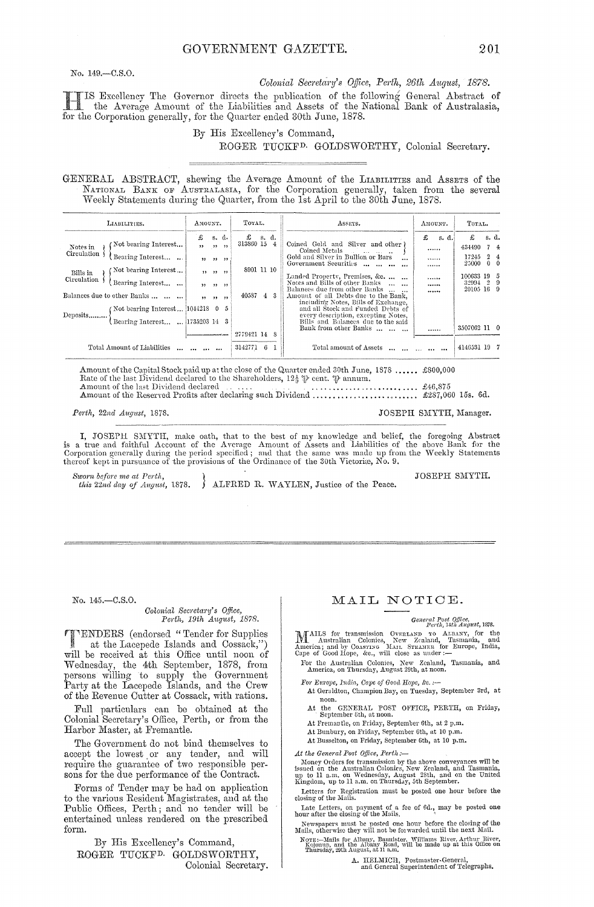No. 149.—C.S.O.

*Colonial Secretary's Office, Perth, 26th August, 1878.*

HIS Excellency The Governor directs the publication of the following General Abstract of the Average Amount of the Liabilities and Assets of the National Bank of Australasia, for the Corporation generally, for the Quarter ended 30th June, 1878.

By His Excellency's Command,

ROGER TUCKFD. GOLDSWORTHY, Colonial Secretary.

GENERAL ABSTRACT, shewing the Average Amount of the LIABILITIES and ASSETS of the NATIONAL BANK OF AUSTRALASIA, for the Corporation generally, taken from the several Weekly Statements during the Quarter, from the 1st April to the 30th June, 1878.

| LIABILITIES. | AMOUNT. £ s. d. | TOTAL. £ s. d. | ASSETS. | AMOUNT. £ s. d. | TOTAL. £ s. d. |
|---|---|---|---|---|---|
| Notes in Circulation — Not bearing Interest... | ,, ,, ,, | 313860 15 4 | Coined Gold and Silver and other Coined Metals ... ... ... | ...... | 434490 7 4 |
| Notes in Circulation — Bearing Interest... ... | ,, ,, ,, | | Gold and Silver in Bullion or Bars ... | ...... | 17245 2 4 |
| | | | Government Securities ... ... ... ... | ...... | 25000 0 0 |
| Bills in Circulation — Not bearing Interest... | ,, ,, ,, | 8901 11 10 | Landed Property, Premises, &c. ... ... | ...... | 100633 19 5 |
| Bills in Circulation — Bearing Interest... ... | ,, ,, ,, | | Notes and Bills of other Banks ... ... | ...... | 32994 2 9 |
| Balances due to other Banks ... ... ... | ,, ,, ,, | 40587 4 3 | Balances due from other Banks ... ... | ...... | 29105 16 9 |
| Deposits......... — Not bearing Interest... | 1044218 0 5 | | Amount of all Debts due to the Bank, including Notes, Bills of Exchange, and all Stock and Funded Debts of every description, excepting Notes, Bills and Balances due to the said Bank from other Banks ... ... ... | ...... | 3507062 11 0 |
| Deposits......... — Bearing Interest... ... | 1735203 14 3 | 2779421 14 8 | | | |
| Total Amount of Liabilities ... ... ... ... | | 3142771 6 1 | Total amount of Assets ... ... ... ... ... | | 4146531 19 7 |

Amount of the Capital Stock paid up at the close of the Quarter ended 30th June, 1878 ...... £800,000
Rate of the last Dividend declared to the Shareholders, 12½ ℔ cent. ℔ annum.
Amount of the last Dividend declared ... ..... ........................... £46,875
Amount of the Reserved Profits after declaring such Dividend ........................ £287,060 15s. 6d.

*Perth, 22nd August, 1878.* JOSEPH SMYTH, Manager.

I, JOSEPH SMYTH, make oath, that to the best of my knowledge and belief, the foregoing Abstract is a true and faithful Account of the Average Amount of Assets and Liabilities of the above Bank for the Corporation generally during the period specified; and that the same was made up from the Weekly Statements thereof kept in pursuance of the provisions of the Ordinance of the 30th Victoriæ, No. 9.

*Sworn before me at Perth, this 22nd day of August, 1878.* ALFRED R. WAYLEN, Justice of the Peace.

JOSEPH SMYTH.

---

No. 145.—C.S.O.

*Colonial Secretary's Office, Perth, 19th August, 1878.*

TENDERS (endorsed "Tender for Supplies at the Lacepede Islands and Cossack,") will be received at this Office until noon of Wednesday, the 4th September, 1878, from persons willing to supply the Government Party at the Lacepede Islands, and the Crew of the Revenue Cutter at Cossack, with rations.

Full particulars can be obtained at the Colonial Secretary's Office, Perth, or from the Harbor Master, at Fremantle.

The Government do not bind themselves to accept the lowest or any tender, and will require the guarantee of two responsible persons for the due performance of the Contract.

Forms of Tender may be had on application to the various Resident Magistrates, and at the Public Offices, Perth; and no tender will be entertained unless rendered on the prescribed form.

By His Excellency's Command,

ROGER TUCKFD. GOLDSWORTHY, Colonial Secretary.

## MAIL NOTICE.

*General Post Office, Perth, 14th August, 1878.*

MAILS for transmission OVERLAND TO ALBANY, for the Australian Colonies, New Zealand, Tasmania, and America; and by COASTING MAIL STEAMER for Europe, India, Cape of Good Hope, &c., will close as under:—

For the Australian Colonies, New Zealand, Tasmania, and America, on Thursday, August 29th, at noon.

*For Europe, India, Cape of Good Hope, &c.:—*

At Geraldton, Champion Bay, on Tuesday, September 3rd, at noon.

At the GENERAL POST OFFICE, PERTH, on Friday, September 6th, at noon.

At Fremantle, on Friday, September 6th, at 2 p.m.

At Bunbury, on Friday, September 6th, at 10 p.m.

At Busselton, on Friday, September 6th, at 10 p.m.

*At the General Post Office, Perth:—*

Money Orders for transmission by the above conveyances will be issued on the Australian Colonies, New Zealand, and Tasmania, up to 11 a.m. on Wednesday, August 28th, and on the United Kingdom, up to 11 a.m. on Thursday, 5th September.

Letters for Registration must be posted one hour before the closing of the Mails.

Late Letters, on payment of a fee of 6d., may be posted one hour after the closing of the Mails.

Newspapers must be posted one hour before the closing of the Mails, otherwise they will not be forwarded until the next Mail.

NOTE:—Mails for Albany, Bannister, Williams River, Arthur River, Kojonup, and the Albany Road, will be made up at this Office on Thursday, 29th August, at 11 a.m.

A. HELMICH, Postmaster-General, and General Superintendent of Telegraphs.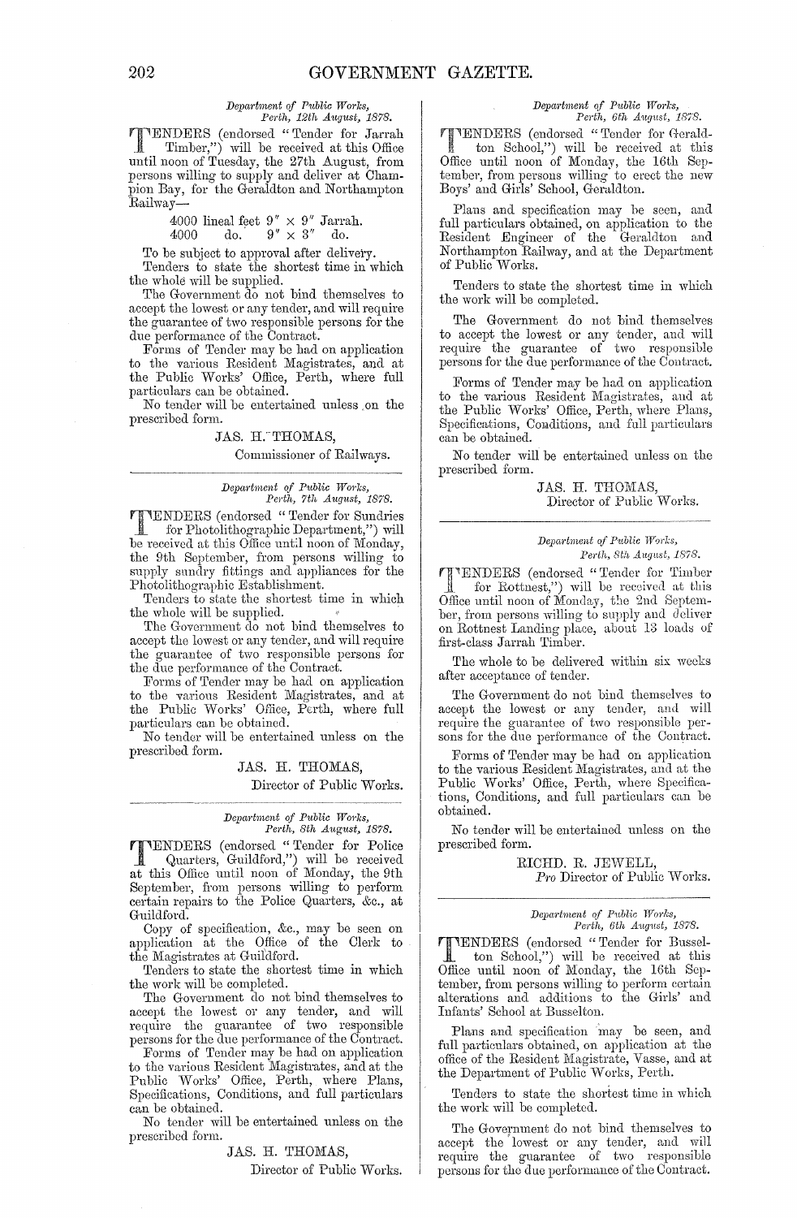*Department of Public Works,*
*Perth, 12th August, 1878.*

TENDERS (endorsed "Tender for Jarrah Timber,") will be received at this Office until noon of Tuesday, the 27th August, from persons willing to supply and deliver at Champion Bay, for the Geraldton and Northampton Railway—

4000 lineal feet 9″ × 9″ Jarrah.
4000 do. 9″ × 3″ do.

To be subject to approval after delivery.

Tenders to state the shortest time in which the whole will be supplied.

The Government do not bind themselves to accept the lowest or any tender, and will require the guarantee of two responsible persons for the due performance of the Contract.

Forms of Tender may be had on application to the various Resident Magistrates, and at the Public Works' Office, Perth, where full particulars can be obtained.

No tender will be entertained unless on the prescribed form.

JAS. H. THOMAS,
Commissioner of Railways.

---

*Department of Public Works,*
*Perth, 7th August, 1878.*

TENDERS (endorsed "Tender for Sundries for Photolithographic Department,") will be received at this Office until noon of Monday, the 9th September, from persons willing to supply sundry fittings and appliances for the Photolithographic Establishment.

Tenders to state the shortest time in which the whole will be supplied.

The Government do not bind themselves to accept the lowest or any tender, and will require the guarantee of two responsible persons for the due performance of the Contract.

Forms of Tender may be had on application to the various Resident Magistrates, and at the Public Works' Office, Perth, where full particulars can be obtained.

No tender will be entertained unless on the prescribed form.

JAS. H. THOMAS,
Director of Public Works.

---

*Department of Public Works,*
*Perth, 8th August, 1878.*

TENDERS (endorsed "Tender for Police Quarters, Guildford,") will be received at this Office until noon of Monday, the 9th September, from persons willing to perform certain repairs to the Police Quarters, &c., at Guildford.

Copy of specification, &c., may be seen on application at the Office of the Clerk to the Magistrates at Guildford.

Tenders to state the shortest time in which the work will be completed.

The Government do not bind themselves to accept the lowest or any tender, and will require the guarantee of two responsible persons for the due performance of the Contract.

Forms of Tender may be had on application to the various Resident Magistrates, and at the Public Works' Office, Perth, where Plans, Specifications, Conditions, and full particulars can be obtained.

No tender will be entertained unless on the prescribed form.

JAS. H. THOMAS,
Director of Public Works.

---

*Department of Public Works,*
*Perth, 6th August, 1878.*

TENDERS (endorsed "Tender for Geraldton School,") will be received at this Office until noon of Monday, the 16th September, from persons willing to erect the new Boys' and Girls' School, Geraldton.

Plans and specification may be seen, and full particulars obtained, on application to the Resident Engineer of the Geraldton and Northampton Railway, and at the Department of Public Works.

Tenders to state the shortest time in which the work will be completed.

The Government do not bind themselves to accept the lowest or any tender, and will require the guarantee of two responsible persons for the due performance of the Contract.

Forms of Tender may be had on application to the various Resident Magistrates, and at the Public Works' Office, Perth, where Plans, Specifications, Conditions, and full particulars can be obtained.

No tender will be entertained unless on the prescribed form.

JAS. H. THOMAS,
Director of Public Works.

---

*Department of Public Works,*
*Perth, 8th August, 1878.*

TENDERS (endorsed "Tender for Timber for Rottnest,") will be received at this Office until noon of Monday, the 2nd September, from persons willing to supply and deliver on Rottnest Landing place, about 13 loads of first-class Jarrah Timber.

The whole to be delivered within six weeks after acceptance of tender.

The Government do not bind themselves to accept the lowest or any tender, and will require the guarantee of two responsible persons for the due performance of the Contract.

Forms of Tender may be had on application to the various Resident Magistrates, and at the Public Works' Office, Perth, where Specifications, Conditions, and full particulars can be obtained.

No tender will be entertained unless on the prescribed form.

RICHD. R. JEWELL,
*Pro* Director of Public Works.

---

*Department of Public Works,*
*Perth, 6th August, 1878.*

TENDERS (endorsed "Tender for Busselton School,") will be received at this Office until noon of Monday, the 16th September, from persons willing to perform certain alterations and additions to the Girls' and Infants' School at Busselton.

Plans and specification may be seen, and full particulars obtained, on application at the office of the Resident Magistrate, Vasse, and at the Department of Public Works, Perth.

Tenders to state the shortest time in which the work will be completed.

The Government do not bind themselves to accept the lowest or any tender, and will require the guarantee of two responsible persons for the due performance of the Contract.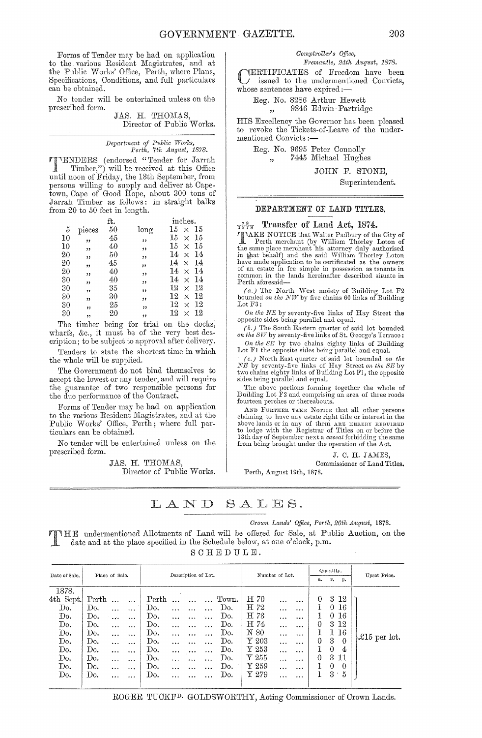Forms of Tender may be had on application to the various Resident Magistrates, and at the Public Works' Office, Perth, where Plans, Specifications, Conditions, and full particulars can be obtained.

No tender will be entertained unless on the prescribed form.

JAS. H. THOMAS,
Director of Public Works.

---

*Department of Public Works,*
*Perth, 7th August, 1878.*

TENDERS (endorsed "Tender for Jarrah Timber,") will be received at this Office until noon of Friday, the 13th September, from persons willing to supply and deliver at Capetown, Cape of Good Hope, about 300 tons of Jarrah Timber as follows: in straight balks from 20 to 50 feet in length.

| | | ft. | | inches. |
|---|---|---|---|---|
| 5 | pieces | 50 | long | 15 × 15 |
| 10 | " | 45 | " | 15 × 15 |
| 10 | " | 40 | " | 15 × 15 |
| 20 | " | 50 | " | 14 × 14 |
| 20 | " | 45 | " | 14 × 14 |
| 20 | " | 40 | " | 14 × 14 |
| 30 | " | 40 | " | 14 × 14 |
| 30 | " | 35 | " | 12 × 12 |
| 30 | " | 30 | " | 12 × 12 |
| 30 | " | 25 | " | 12 × 12 |
| 30 | " | 20 | " | 12 × 12 |

The timber being for trial on the docks, wharfs, &c., it must be of the very best description; to be subject to approval after delivery.

Tenders to state the shortest time in which the whole will be supplied.

The Government do not bind themselves to accept the lowest or any tender, and will require the guarantee of two responsible persons for the due performance of the Contract.

Forms of Tender may be had on application to the various Resident Magistrates, and at the Public Works' Office, Perth; where full particulars can be obtained.

No tender will be entertained unless on the prescribed form.

JAS. H. THOMAS,
Director of Public Works.

---

*Comptroller's Office,*
*Fremantle, 24th August, 1878.*

CERTIFICATES of Freedom have been issued to the undermentioned Convicts, whose sentences have expired:—

Reg. No. 8286 Arthur Hewett
" 9846 Edwin Partridge

HIS Excellency the Governor has been pleased to revoke the Tickets-of-Leave of the undermentioned Convicts:—

Reg. No. 9695 Peter Connolly
" 7445 Michael Hughes

JOHN F. STONE,
Superintendent.

---

## DEPARTMENT OF LAND TITLES.

### 78/1878 Transfer of Land Act, 1874.

TAKE NOTICE that Walter Padbury of the City of Perth merchant (by William Thorley Loton of the same place merchant his attorney duly authorised in that behalf) and the said William Thorley Loton have made application to be certificated as the owners of an estate in fee simple in possession as tenants in common in the lands hereinafter described situate in Perth aforesaid—

*(a.)* The North West moiety of Building Lot F2 bounded *on the NW* by five chains 60 links of Building Lot F3:

*On the NE* by seventy-five links of Hay Street the opposite sides being parallel and equal.

*(b.)* The South Eastern quarter of said lot bounded *on the SW* by seventy-five links of St. George's Terrace:

*On the SE* by two chains eighty links of Building Lot F1 the opposite sides being parallel and equal.

*(c.)* North East quarter of said lot bounded *on the NE* by seventy-five links of Hay Street *on the SE* by two chains eighty links of Building Lot F1, the opposite sides being parallel and equal.

The above portions forming together the whole of Building Lot F2 and comprising an area of three roods fourteen perches or thereabouts.

AND FURTHER TAKE NOTICE that all other persons claiming to have any estate right title or interest in the above lands or in any of them ARE HEREBY REQUIRED to lodge with the Registrar of Titles on or before the 13th day of September next a *caveat* forbidding the same from being brought under the operation of the Act.

J. C. H. JAMES,
Commissioner of Land Titles.

Perth, August 19th, 1878.

---

# LAND SALES.

*Crown Lands' Office, Perth, 26th August, 1878.*

THE undermentioned Allotments of Land will be offered for Sale, at Public Auction, on the date and at the place specified in the Schedule below, at one o'clock, p.m.

SCHEDULE.

| Date of Sale. | Place of Sale. | Description of Lot. | Number of Lot. | Quantity. a. | r. | p. | Upset Price. |
|---|---|---|---|---|---|---|---|
| 1878. 4th Sept. | Perth ... ... | Perth ... ... ... Town. | H 70 ... ... | 0 | 3 | 12 | £15 per lot. |
| Do. | Do. ... ... | Do. ... ... ... Do. | H 72 ... ... | 1 | 0 | 16 | |
| Do. | Do. ... ... | Do. ... ... ... Do. | H 73 ... ... | 1 | 0 | 16 | |
| Do. | Do. ... ... | Do. ... ... ... Do. | H 74 ... ... | 0 | 3 | 12 | |
| Do. | Do. ... ... | Do. ... ... ... Do. | N 80 ... ... | 1 | 1 | 16 | |
| Do. | Do. ... ... | Do. ... ... ... Do. | Y 203 ... ... | 0 | 3 | 0 | |
| Do. | Do. ... ... | Do. ... ... ... Do. | Y 253 ... ... | 1 | 0 | 4 | |
| Do. | Do. ... ... | Do. ... ... ... Do. | Y 255 ... ... | 0 | 3 | 11 | |
| Do. | Do. ... ... | Do. ... ... ... Do. | Y 259 ... ... | 1 | 0 | 0 | |
| Do. | Do. ... ... | Do. ... ... ... Do. | Y 279 ... ... | 1 | 3 | 5 | |

ROGER TUCKFD. GOLDSWORTHY, Acting Commissioner of Crown Lands.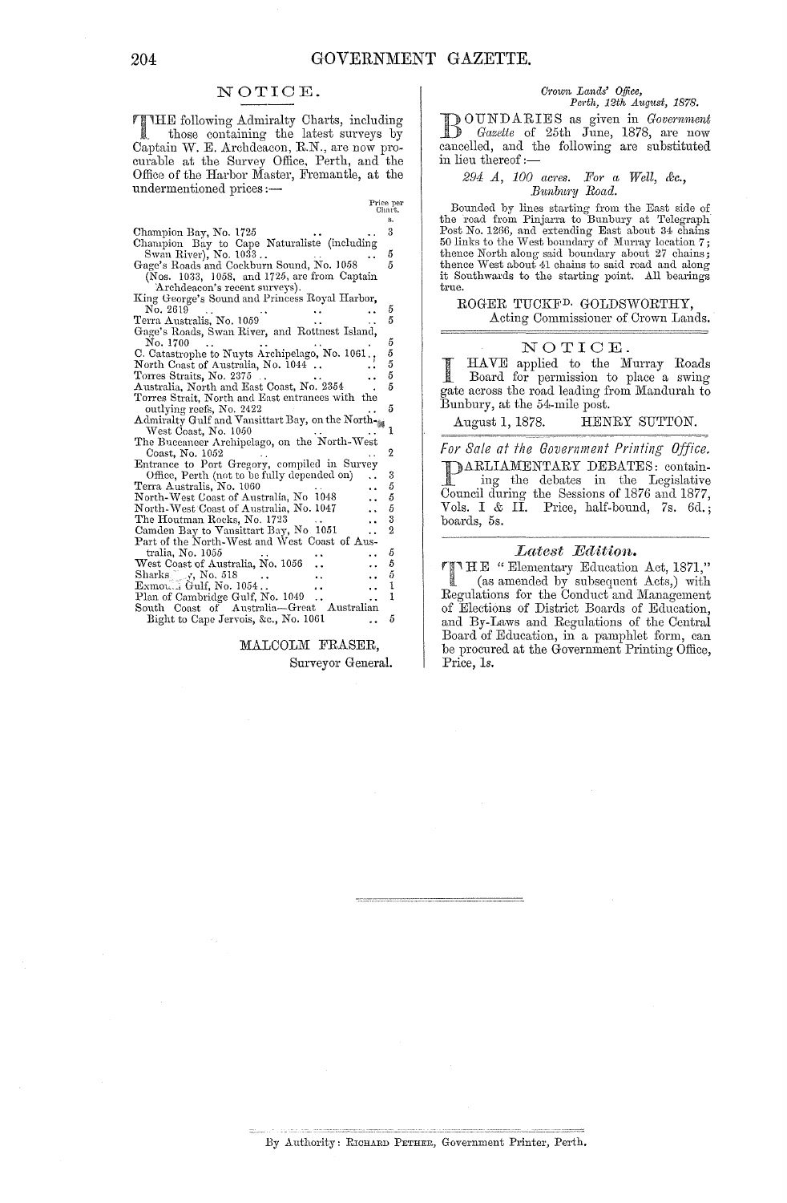## NOTICE.

THE following Admiralty Charts, including those containing the latest surveys by Captain W. E. Archdeacon, R.N., are now procurable at the Survey Office, Perth, and the Office of the Harbor Master, Fremantle, at the undermentioned prices:—

| | Price per Chart. s. |
|---|---|
| Champion Bay, No. 1725 | 3 |
| Champion Bay to Cape Naturaliste (including Swan River), No. 1033 | 5 |
| Gage's Roads and Cockburn Sound, No. 1058 (Nos. 1033, 1058, and 1725, are from Captain Archdeacon's recent surveys). | 5 |
| King George's Sound and Princess Royal Harbor, No. 2619 | 5 |
| Terra Australis, No. 1059 | 5 |
| Gage's Roads, Swan River, and Rottnest Island, No. 1700 | 5 |
| C. Catastrophe to Nuyts Archipelago, No. 1061 | 5 |
| North Coast of Australia, No. 1044 | 5 |
| Torres Straits, No. 2375 | 5 |
| Australia, North and East Coast, No. 2354 | 5 |
| Torres Strait, North and East entrances with the outlying reefs, No. 2422 | 5 |
| Admiralty Gulf and Vansittart Bay, on the North-West Coast, No. 1050 | 1 |
| The Buccaneer Archipelago, on the North-West Coast, No. 1052 | 2 |
| Entrance to Port Gregory, compiled in Survey Office, Perth (not to be fully depended on) | 3 |
| Terra Australis, No. 1060 | 5 |
| North-West Coast of Australia, No 1048 | 5 |
| North-West Coast of Australia, No. 1047 | 5 |
| The Houtman Rocks, No. 1723 | 3 |
| Camden Bay to Vansittart Bay, No 1051 | 2 |
| Part of the North-West and West Coast of Australia, No. 1055 | 5 |
| West Coast of Australia, No. 1056 | 5 |
| Sharks Bay, No. 518 | 5 |
| Exmouth Gulf, No. 1054 | 1 |
| Plan of Cambridge Gulf, No. 1049 | 1 |
| South Coast of Australia—Great Australian Bight to Cape Jervois, &c., No. 1061 | 5 |

MALCOLM FRASER,
Surveyor General.

*Crown Lands' Office,*
*Perth, 12th August, 1878.*

BOUNDARIES as given in *Government Gazette* of 25th June, 1878, are now cancelled, and the following are substituted in lieu thereof:—

*294 A, 100 acres. For a Well, &c., Bunbury Road.*

Bounded by lines starting from the East side of the road from Pinjarra to Bunbury at Telegraph Post No. 1266, and extending East about 34 chains 50 links to the West boundary of Murray location 7; thence North along said boundary about 27 chains; thence West about 41 chains to said road and along it Southwards to the starting point. All bearings true.

ROGER TUCKFD. GOLDSWORTHY,
Acting Commissioner of Crown Lands.

## NOTICE.

I HAVE applied to the Murray Roads Board for permission to place a swing gate across the road leading from Mandurah to Bunbury, at the 54-mile post.

August 1, 1878. HENRY SUTTON.

*For Sale at the Government Printing Office.*

PARLIAMENTARY DEBATES: containing the debates in the Legislative Council during the Sessions of 1876 and 1877, Vols. I & II. Price, half-bound, 7s. 6d.; boards, 5s.

### *Latest Edition.*

THE "Elementary Education Act, 1871," (as amended by subsequent Acts,) with Regulations for the Conduct and Management of Elections of District Boards of Education, and By-Laws and Regulations of the Central Board of Education, in a pamphlet form, can be procured at the Government Printing Office, Price, 1s.

By Authority: RICHARD PETHER, Government Printer, Perth.